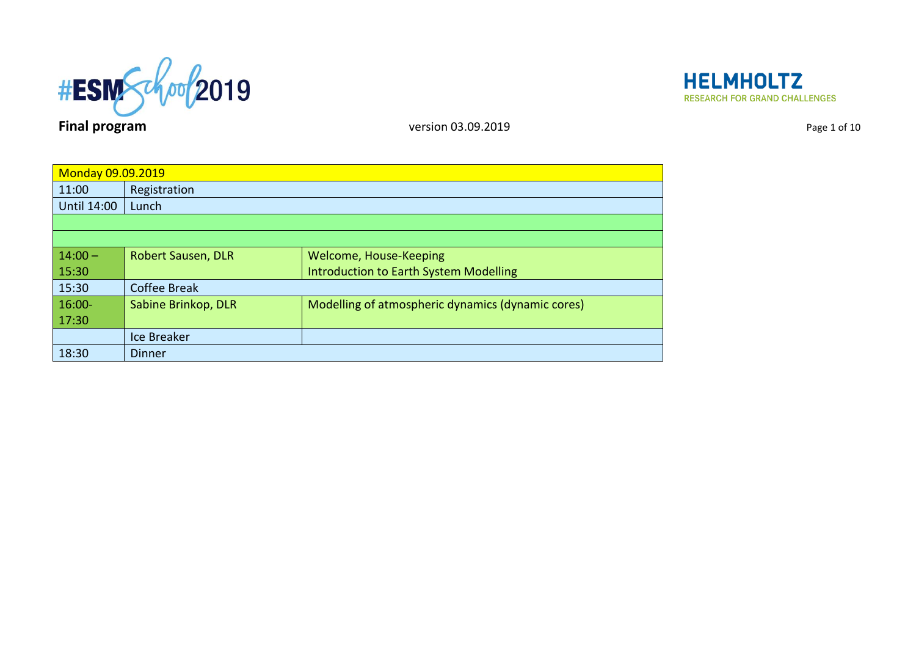#ESMSchool2019

HELMHOLTZ
RESEARCH FOR GRAND CHALLENGES

**Final program** version 03.09.2019

| Monday 09.09.2019 | | |
|---|---|---|
| 11:00 | Registration | |
| Until 14:00 | Lunch | |
| | | |
| | | |
| 14:00 – 15:30 | Robert Sausen, DLR | Welcome, House-Keeping<br>Introduction to Earth System Modelling |
| 15:30 | Coffee Break | |
| 16:00-17:30 | Sabine Brinkop, DLR | Modelling of atmospheric dynamics (dynamic cores) |
| | Ice Breaker | |
| 18:30 | Dinner | |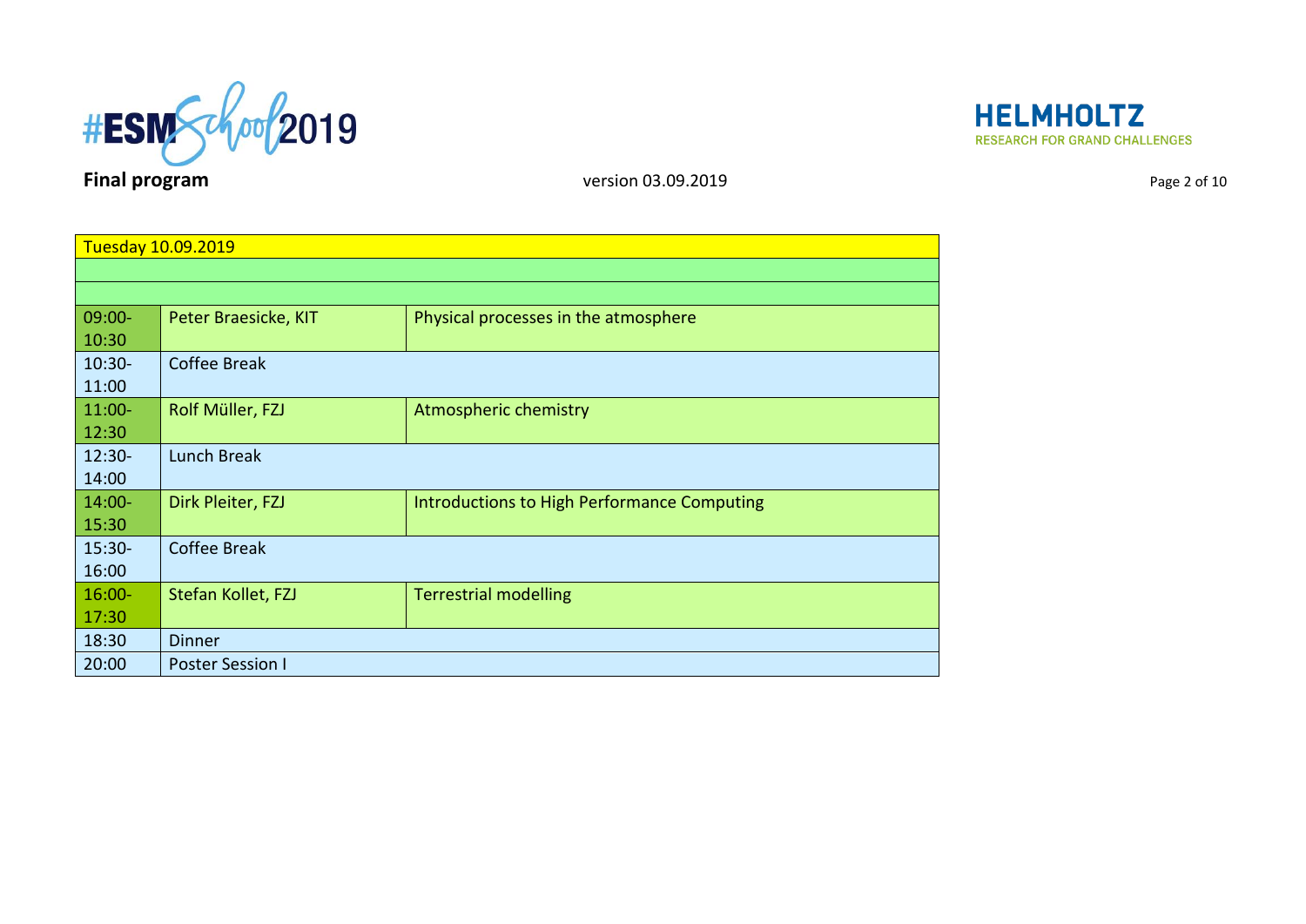| Tuesday 10.09.2019 | | |
|---|---|---|
| | | |
| | | |
| 09:00-10:30 | Peter Braesicke, KIT | Physical processes in the atmosphere |
| 10:30-11:00 | Coffee Break | |
| 11:00-12:30 | Rolf Müller, FZJ | Atmospheric chemistry |
| 12:30-14:00 | Lunch Break | |
| 14:00-15:30 | Dirk Pleiter, FZJ | Introductions to High Performance Computing |
| 15:30-16:00 | Coffee Break | |
| 16:00-17:30 | Stefan Kollet, FZJ | Terrestrial modelling |
| 18:30 | Dinner | |
| 20:00 | Poster Session I | |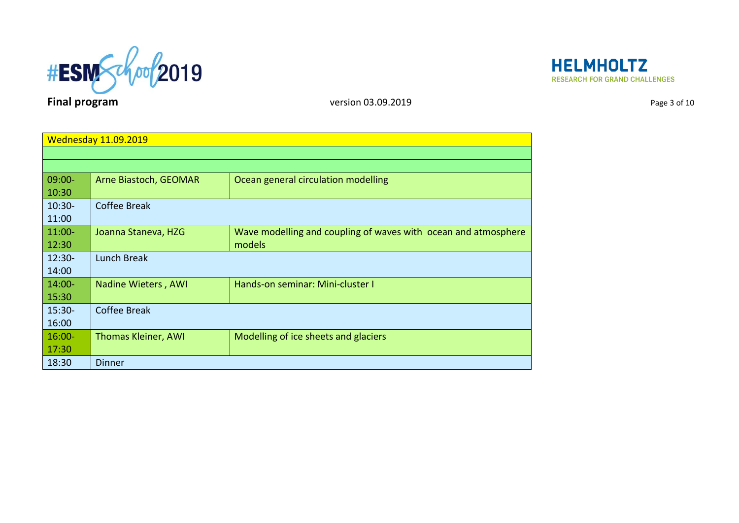| Wednesday 11.09.2019 | | |
|---|---|---|
| | | |
| | | |
| 09:00-10:30 | Arne Biastoch, GEOMAR | Ocean general circulation modelling |
| 10:30-11:00 | Coffee Break | |
| 11:00-12:30 | Joanna Staneva, HZG | Wave modelling and coupling of waves with ocean and atmosphere models |
| 12:30-14:00 | Lunch Break | |
| 14:00-15:30 | Nadine Wieters , AWI | Hands-on seminar: Mini-cluster I |
| 15:30-16:00 | Coffee Break | |
| 16:00-17:30 | Thomas Kleiner, AWI | Modelling of ice sheets and glaciers |
| 18:30 | Dinner | |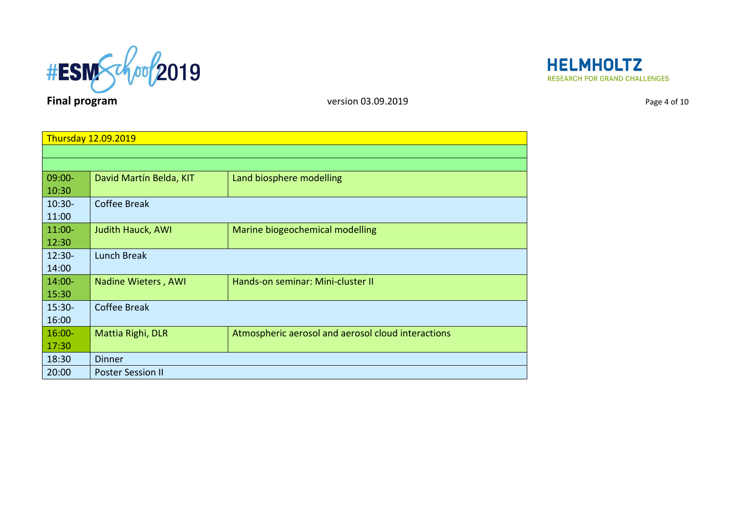**Final program** version 03.09.2019

| Thursday 12.09.2019 | | |
|---|---|---|
| | | |
| | | |
| 09:00-10:30 | David Martín Belda, KIT | Land biosphere modelling |
| 10:30-11:00 | Coffee Break | |
| 11:00-12:30 | Judith Hauck, AWI | Marine biogeochemical modelling |
| 12:30-14:00 | Lunch Break | |
| 14:00-15:30 | Nadine Wieters , AWI | Hands-on seminar: Mini-cluster II |
| 15:30-16:00 | Coffee Break | |
| 16:00-17:30 | Mattia Righi, DLR | Atmospheric aerosol and aerosol cloud interactions |
| 18:30 | Dinner | |
| 20:00 | Poster Session II | |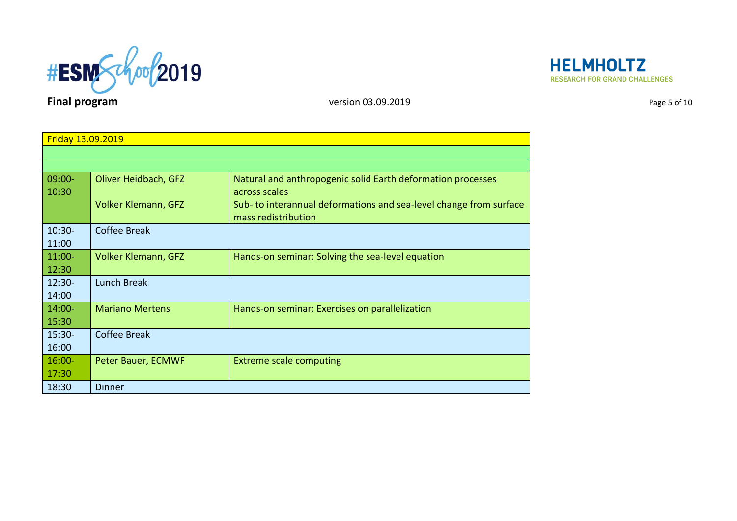| Friday 13.09.2019 | | |
|---|---|---|
| | | |
| | | |
| 09:00-10:30 | Oliver Heidbach, GFZ<br><br>Volker Klemann, GFZ | Natural and anthropogenic solid Earth deformation processes across scales<br>Sub- to interannual deformations and sea-level change from surface mass redistribution |
| 10:30-11:00 | Coffee Break | |
| 11:00-12:30 | Volker Klemann, GFZ | Hands-on seminar: Solving the sea-level equation |
| 12:30-14:00 | Lunch Break | |
| 14:00-15:30 | Mariano Mertens | Hands-on seminar: Exercises on parallelization |
| 15:30-16:00 | Coffee Break | |
| 16:00-17:30 | Peter Bauer, ECMWF | Extreme scale computing |
| 18:30 | Dinner | |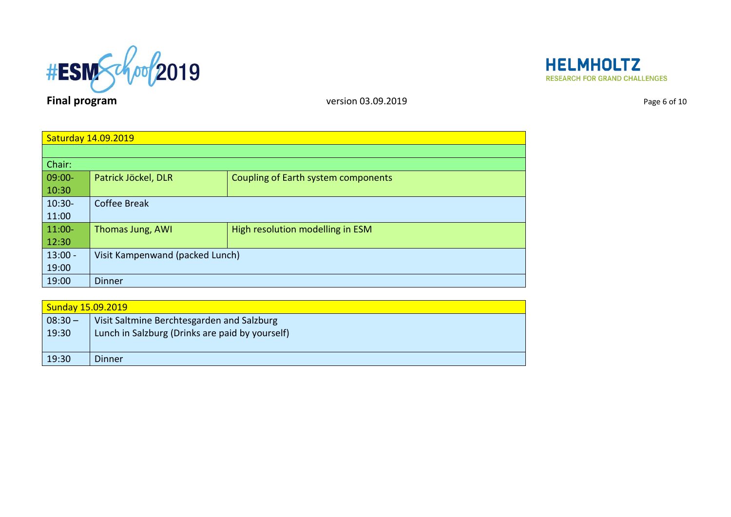**Final program** version 03.09.2019

| Saturday 14.09.2019 | | |
|---|---|---|
| | | |
| Chair: | | |
| 09:00-10:30 | Patrick Jöckel, DLR | Coupling of Earth system components |
| 10:30-11:00 | Coffee Break | |
| 11:00-12:30 | Thomas Jung, AWI | High resolution modelling in ESM |
| 13:00 - 19:00 | Visit Kampenwand (packed Lunch) | |
| 19:00 | Dinner | |

| Sunday 15.09.2019 | |
|---|---|
| 08:30 – 19:30 | Visit Saltmine Berchtesgarden and Salzburg<br>Lunch in Salzburg (Drinks are paid by yourself) |
| 19:30 | Dinner |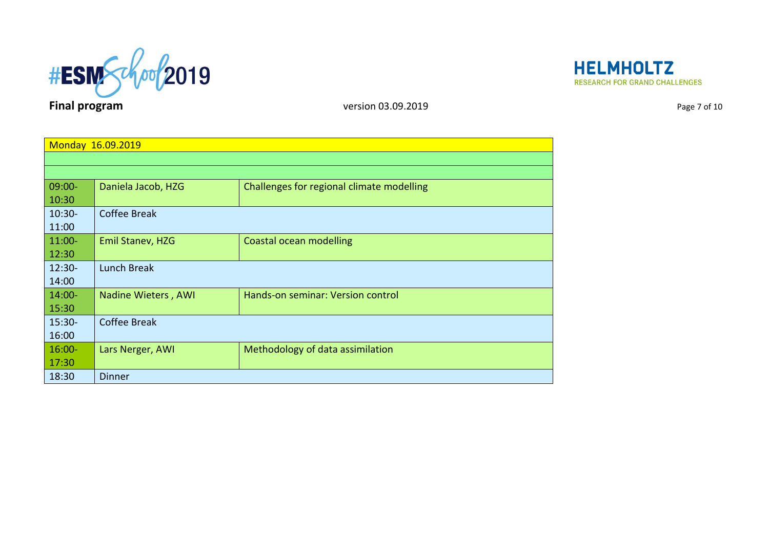**Final program** version 03.09.2019

| Monday 16.09.2019 | | |
|---|---|---|
| | | |
| | | |
| 09:00-10:30 | Daniela Jacob, HZG | Challenges for regional climate modelling |
| 10:30-11:00 | Coffee Break | |
| 11:00-12:30 | Emil Stanev, HZG | Coastal ocean modelling |
| 12:30-14:00 | Lunch Break | |
| 14:00-15:30 | Nadine Wieters , AWI | Hands-on seminar: Version control |
| 15:30-16:00 | Coffee Break | |
| 16:00-17:30 | Lars Nerger, AWI | Methodology of data assimilation |
| 18:30 | Dinner | |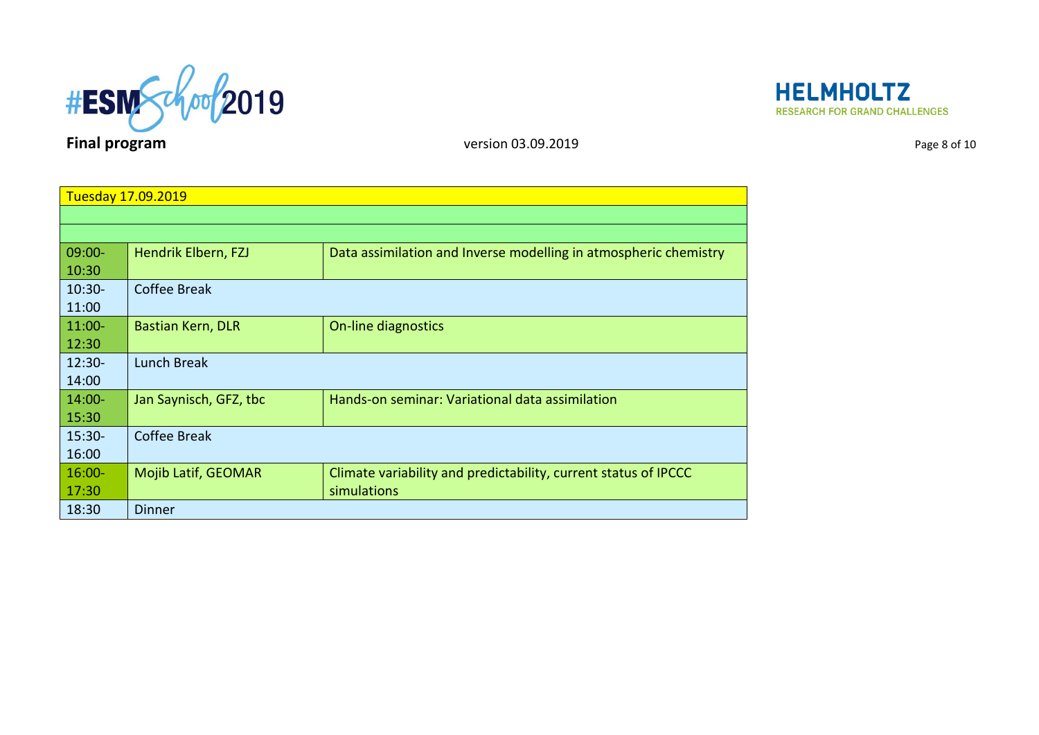**Final program** version 03.09.2019

| Tuesday 17.09.2019 | | |
|---|---|---|
| | | |
| | | |
| 09:00-10:30 | Hendrik Elbern, FZJ | Data assimilation and Inverse modelling in atmospheric chemistry |
| 10:30-11:00 | Coffee Break | |
| 11:00-12:30 | Bastian Kern, DLR | On-line diagnostics |
| 12:30-14:00 | Lunch Break | |
| 14:00-15:30 | Jan Saynisch, GFZ, tbc | Hands-on seminar: Variational data assimilation |
| 15:30-16:00 | Coffee Break | |
| 16:00-17:30 | Mojib Latif, GEOMAR | Climate variability and predictability, current status of IPCCC simulations |
| 18:30 | Dinner | |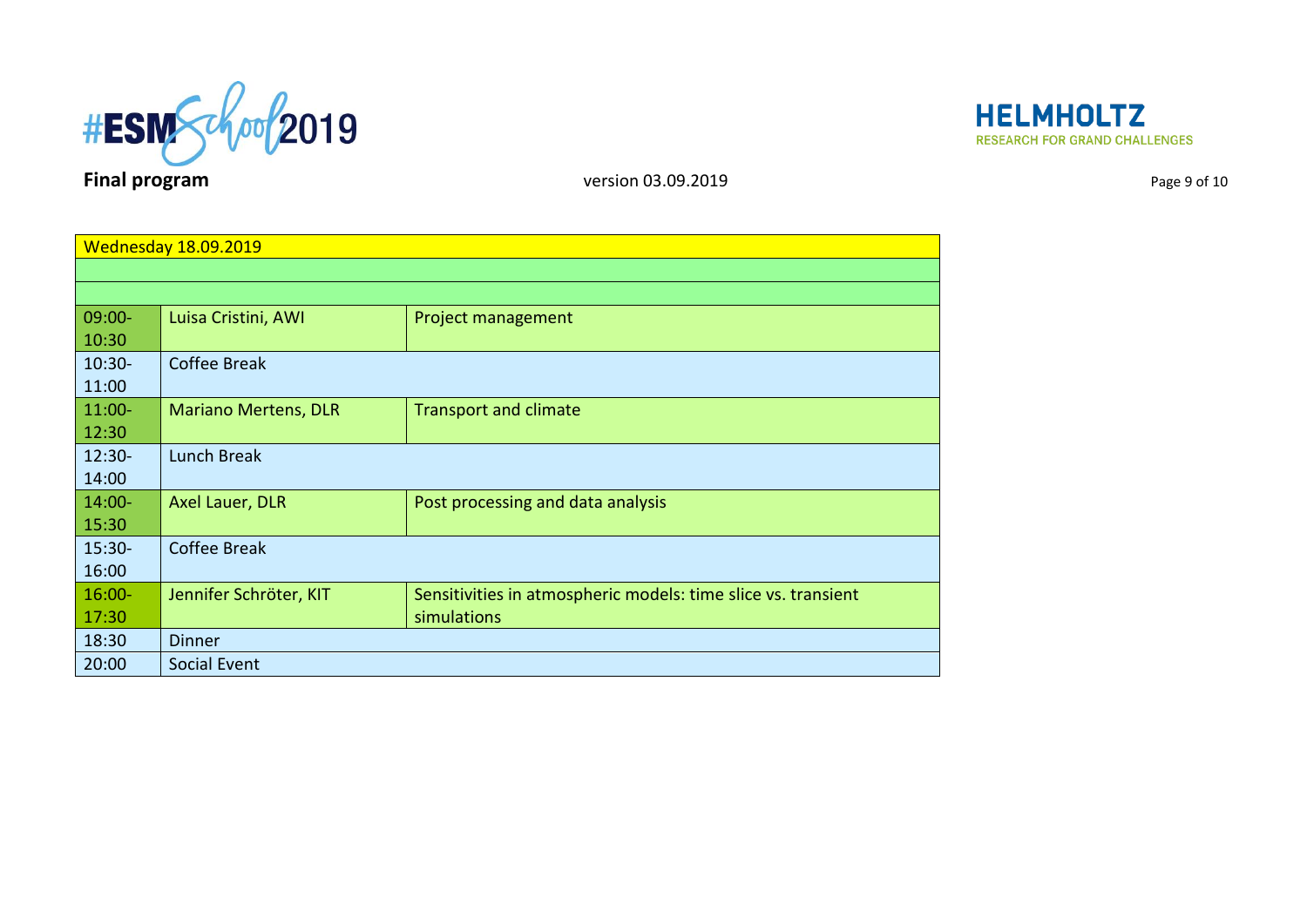**Final program** version 03.09.2019

| Wednesday 18.09.2019 | | |
|---|---|---|
| | | |
| | | |
| 09:00-10:30 | Luisa Cristini, AWI | Project management |
| 10:30-11:00 | Coffee Break | |
| 11:00-12:30 | Mariano Mertens, DLR | Transport and climate |
| 12:30-14:00 | Lunch Break | |
| 14:00-15:30 | Axel Lauer, DLR | Post processing and data analysis |
| 15:30-16:00 | Coffee Break | |
| 16:00-17:30 | Jennifer Schröter, KIT | Sensitivities in atmospheric models: time slice vs. transient simulations |
| 18:30 | Dinner | |
| 20:00 | Social Event | |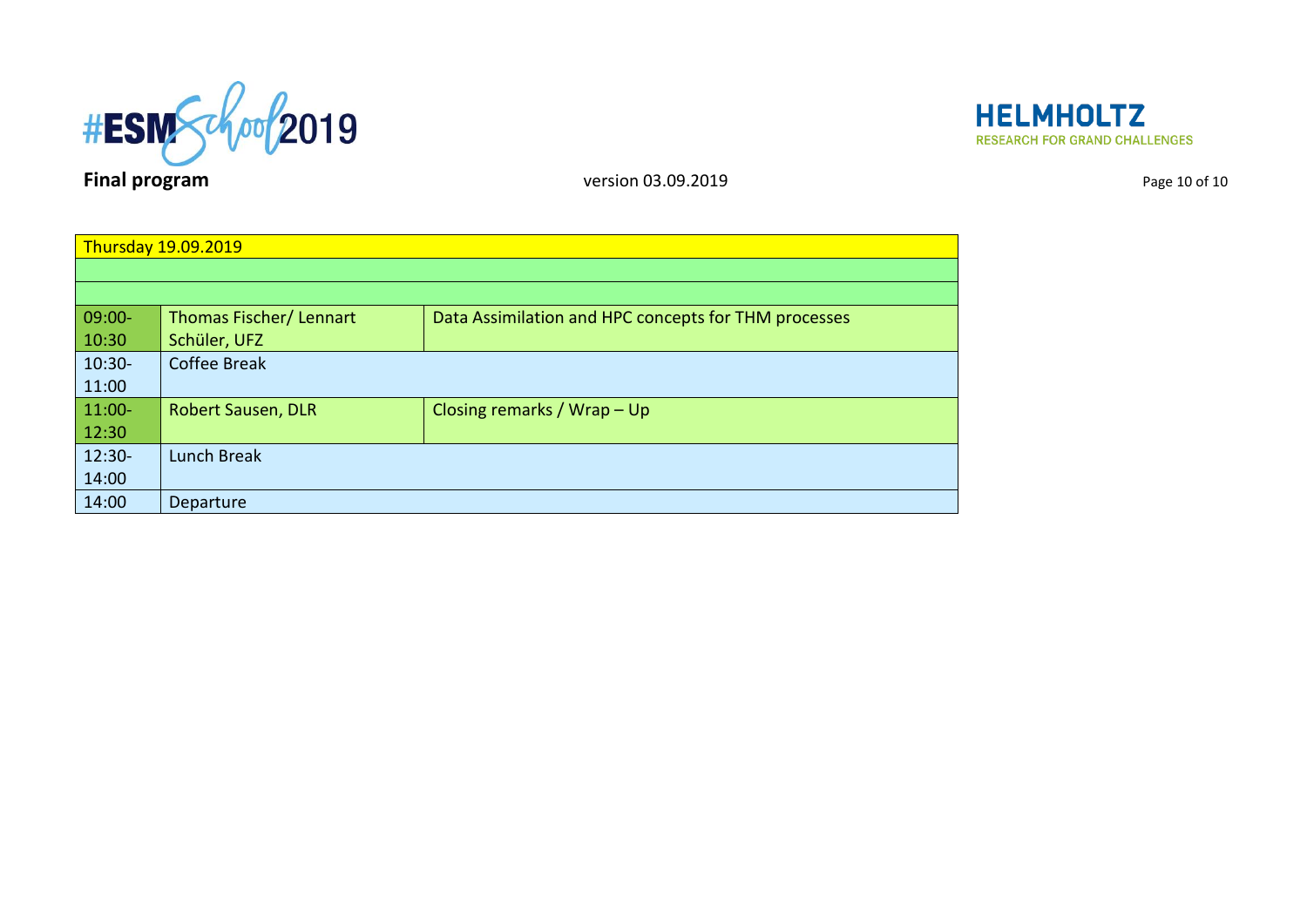| Thursday 19.09.2019 | | |
|---|---|---|
| | | |
| | | |
| 09:00-10:30 | Thomas Fischer/ Lennart Schüler, UFZ | Data Assimilation and HPC concepts for THM processes |
| 10:30-11:00 | Coffee Break | |
| 11:00-12:30 | Robert Sausen, DLR | Closing remarks / Wrap – Up |
| 12:30-14:00 | Lunch Break | |
| 14:00 | Departure | |